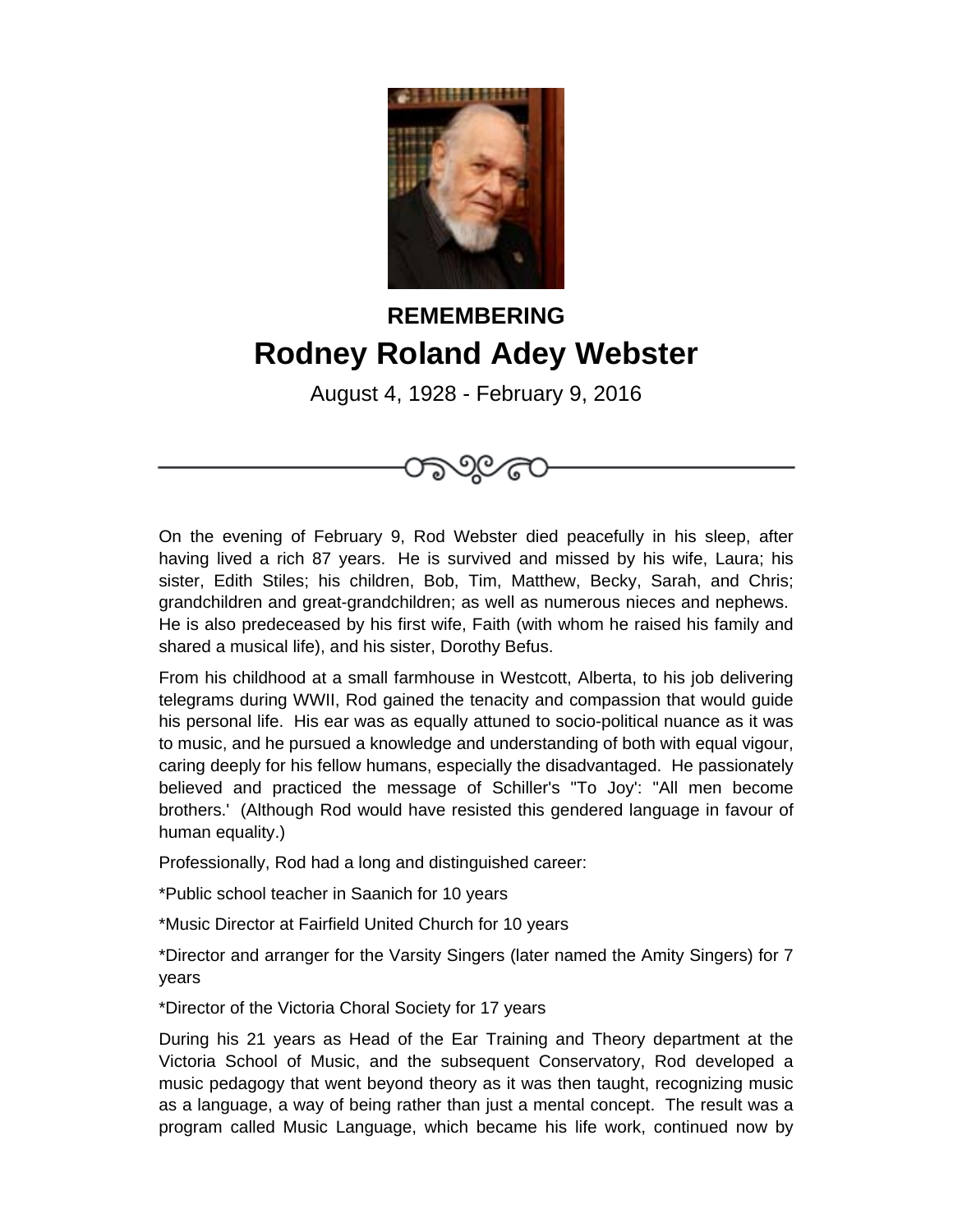**REMEMBERING**

# Rodney Roland Adey Webster

August 4, 1928 - February 9, 2016

On the evening of February 9, Rod Webster died peacefully in his sleep, after having lived a rich 87 years. He is survived and missed by his wife, Laura; his sister, Edith Stiles; his children, Bob, Tim, Matthew, Becky, Sarah, and Chris; grandchildren and great-grandchildren; as well as numerous nieces and nephews. He is also predeceased by his first wife, Faith (with whom he raised his family and shared a musical life), and his sister, Dorothy Befus.

From his childhood at a small farmhouse in Westcott, Alberta, to his job delivering telegrams during WWII, Rod gained the tenacity and compassion that would guide his personal life. His ear was as equally attuned to socio-political nuance as it was to music, and he pursued a knowledge and understanding of both with equal vigour, caring deeply for his fellow humans, especially the disadvantaged. He passionately believed and practiced the message of Schiller's "To Joy': "All men become brothers.' (Although Rod would have resisted this gendered language in favour of human equality.)

Professionally, Rod had a long and distinguished career:

*Public school teacher in Saanich for 10 years

*Music Director at Fairfield United Church for 10 years

*Director and arranger for the Varsity Singers (later named the Amity Singers) for 7 years

*Director of the Victoria Choral Society for 17 years

During his 21 years as Head of the Ear Training and Theory department at the Victoria School of Music, and the subsequent Conservatory, Rod developed a music pedagogy that went beyond theory as it was then taught, recognizing music as a language, a way of being rather than just a mental concept. The result was a program called Music Language, which became his life work, continued now by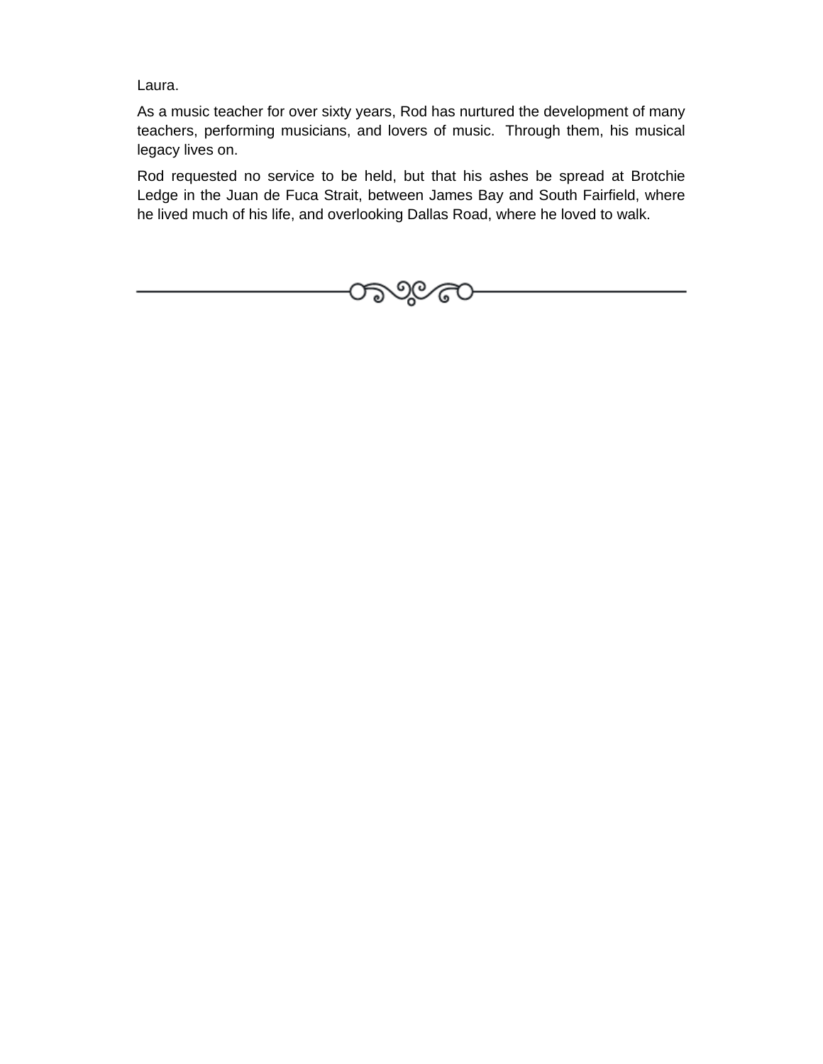Laura.

As a music teacher for over sixty years, Rod has nurtured the development of many teachers, performing musicians, and lovers of music. Through them, his musical legacy lives on.

Rod requested no service to be held, but that his ashes be spread at Brotchie Ledge in the Juan de Fuca Strait, between James Bay and South Fairfield, where he lived much of his life, and overlooking Dallas Road, where he loved to walk.